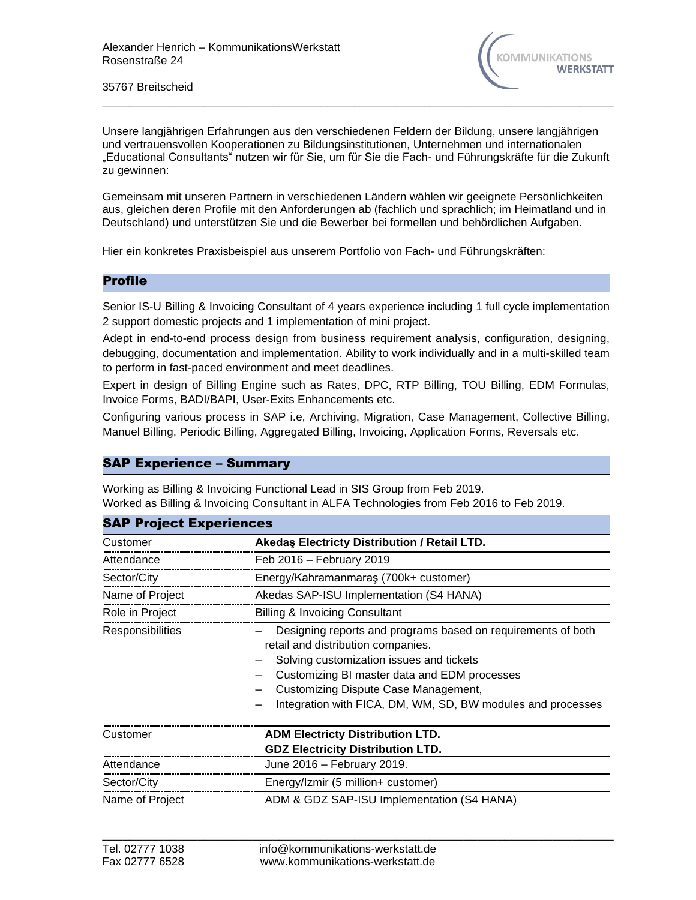Alexander Henrich – KommunikationsWerkstatt
Rosenstraße 24

35767 Breitscheid

Unsere langjährigen Erfahrungen aus den verschiedenen Feldern der Bildung, unsere langjährigen und vertrauensvollen Kooperationen zu Bildungsinstitutionen, Unternehmen und internationalen „Educational Consultants" nutzen wir für Sie, um für Sie die Fach- und Führungskräfte für die Zukunft zu gewinnen:

Gemeinsam mit unseren Partnern in verschiedenen Ländern wählen wir geeignete Persönlichkeiten aus, gleichen deren Profile mit den Anforderungen ab (fachlich und sprachlich; im Heimatland und in Deutschland) und unterstützen Sie und die Bewerber bei formellen und behördlichen Aufgaben.

Hier ein konkretes Praxisbeispiel aus unserem Portfolio von Fach- und Führungskräften:

## Profile

Senior IS-U Billing & Invoicing Consultant of 4 years experience including 1 full cycle implementation 2 support domestic projects and 1 implementation of mini project.

Adept in end-to-end process design from business requirement analysis, configuration, designing, debugging, documentation and implementation. Ability to work individually and in a multi-skilled team to perform in fast-paced environment and meet deadlines.

Expert in design of Billing Engine such as Rates, DPC, RTP Billing, TOU Billing, EDM Formulas, Invoice Forms, BADI/BAPI, User-Exits Enhancements etc.

Configuring various process in SAP i.e, Archiving, Migration, Case Management, Collective Billing, Manuel Billing, Periodic Billing, Aggregated Billing, Invoicing, Application Forms, Reversals etc.

## SAP Experience – Summary

Working as Billing & Invoicing Functional Lead in SIS Group from Feb 2019.
Worked as Billing & Invoicing Consultant in ALFA Technologies from Feb 2016 to Feb 2019.

## SAP Project Experiences

| | |
|---|---|
| Customer | **Akedaş Electricty Distribution / Retail LTD.** |
| Attendance | Feb 2016 – February 2019 |
| Sector/City | Energy/Kahramanmaraş (700k+ customer) |
| Name of Project | Akedas SAP-ISU Implementation (S4 HANA) |
| Role in Project | Billing & Invoicing Consultant |
| Responsibilities | – Designing reports and programs based on requirements of both retail and distribution companies.<br>– Solving customization issues and tickets<br>– Customizing BI master data and EDM processes<br>– Customizing Dispute Case Management,<br>– Integration with FICA, DM, WM, SD, BW modules and processes |

| | |
|---|---|
| Customer | **ADM Electricty Distribution LTD.**<br>**GDZ Electricity Distribution LTD.** |
| Attendance | June 2016 – February 2019. |
| Sector/City | Energy/Izmir (5 million+ customer) |
| Name of Project | ADM & GDZ SAP-ISU Implementation (S4 HANA) |

Tel. 02777 1038
Fax 02777 6528

info@kommunikations-werkstatt.de
www.kommunikations-werkstatt.de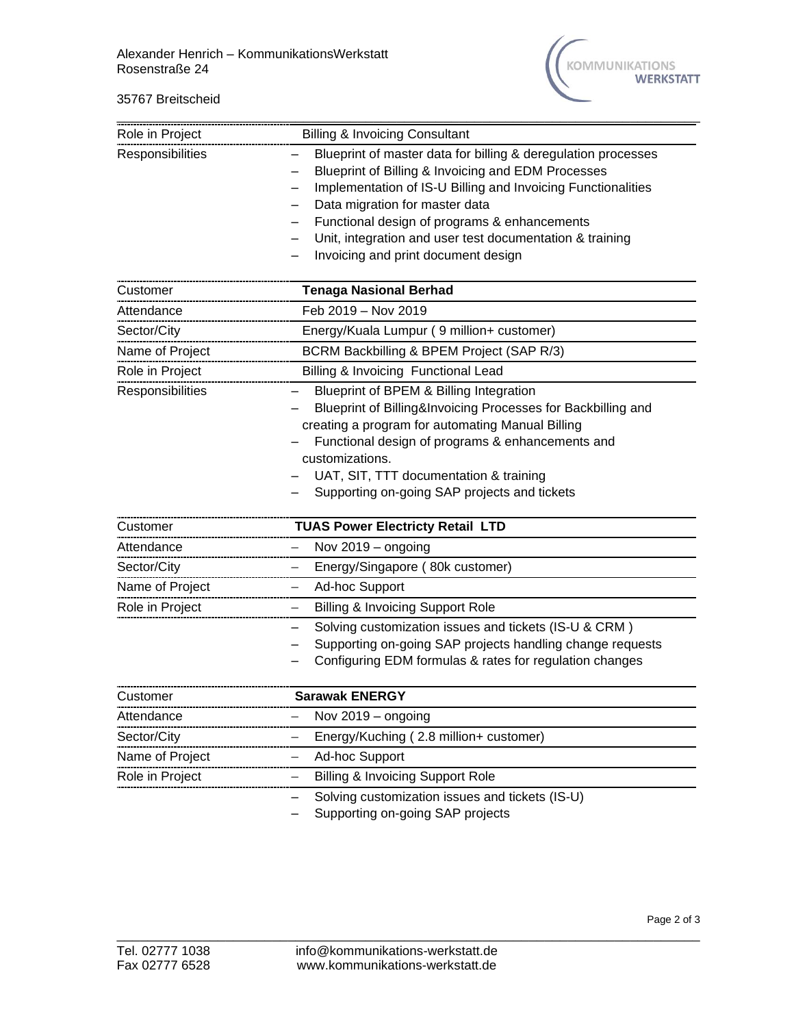| | |
|---|---|
| Role in Project | Billing & Invoicing Consultant |
| Responsibilities | – Blueprint of master data for billing & deregulation processes<br>– Blueprint of Billing & Invoicing and EDM Processes<br>– Implementation of IS-U Billing and Invoicing Functionalities<br>– Data migration for master data<br>– Functional design of programs & enhancements<br>– Unit, integration and user test documentation & training<br>– Invoicing and print document design |

| | |
|---|---|
| Customer | **Tenaga Nasional Berhad** |
| Attendance | Feb 2019 – Nov 2019 |
| Sector/City | Energy/Kuala Lumpur ( 9 million+ customer) |
| Name of Project | BCRM Backbilling & BPEM Project (SAP R/3) |
| Role in Project | Billing & Invoicing Functional Lead |
| Responsibilities | – Blueprint of BPEM & Billing Integration<br>– Blueprint of Billing&Invoicing Processes for Backbilling and creating a program for automating Manual Billing<br>– Functional design of programs & enhancements and customizations.<br>– UAT, SIT, TTT documentation & training<br>– Supporting on-going SAP projects and tickets |

| | |
|---|---|
| Customer | **TUAS Power Electricty Retail LTD** |
| Attendance | – Nov 2019 – ongoing |
| Sector/City | – Energy/Singapore ( 80k customer) |
| Name of Project | – Ad-hoc Support |
| Role in Project | – Billing & Invoicing Support Role |
| | – Solving customization issues and tickets (IS-U & CRM )<br>– Supporting on-going SAP projects handling change requests<br>– Configuring EDM formulas & rates for regulation changes |

| | |
|---|---|
| Customer | **Sarawak ENERGY** |
| Attendance | – Nov 2019 – ongoing |
| Sector/City | – Energy/Kuching ( 2.8 million+ customer) |
| Name of Project | – Ad-hoc Support |
| Role in Project | – Billing & Invoicing Support Role |
| | – Solving customization issues and tickets (IS-U)<br>– Supporting on-going SAP projects |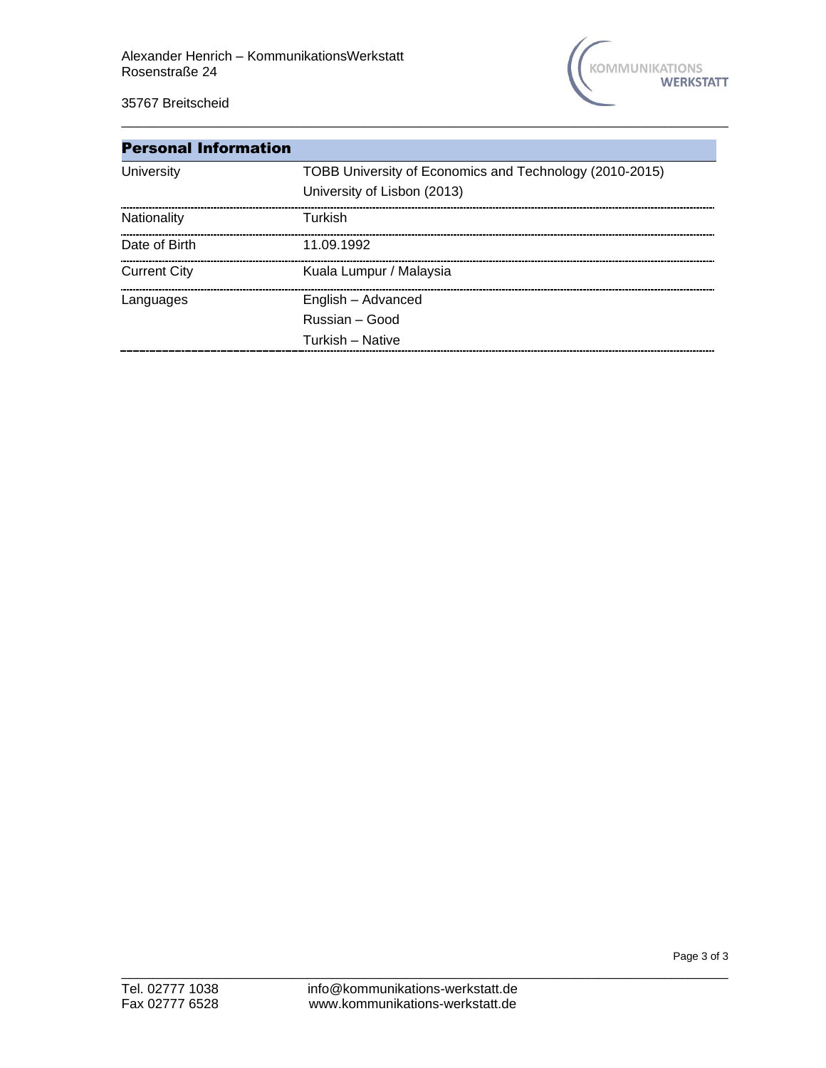## Personal Information

| | |
|---|---|
| University | TOBB University of Economics and Technology (2010-2015)<br>University of Lisbon (2013) |
| Nationality | Turkish |
| Date of Birth | 11.09.1992 |
| Current City | Kuala Lumpur / Malaysia |
| Languages | English – Advanced<br>Russian – Good<br>Turkish – Native |